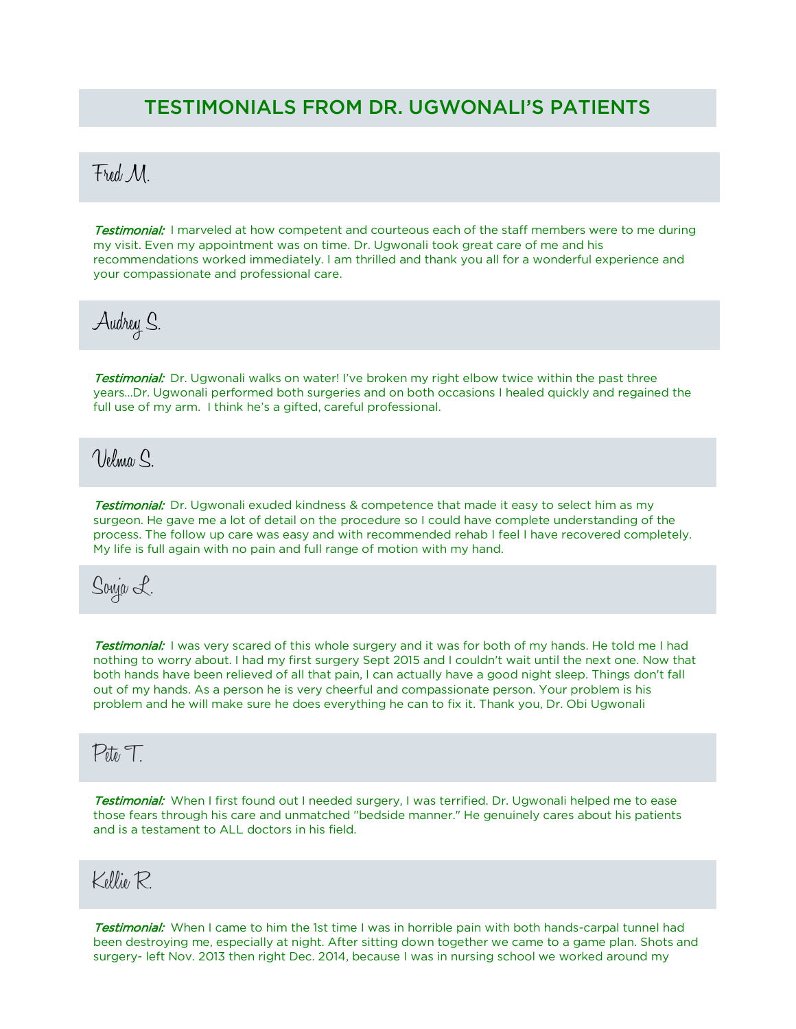# TESTIMONIALS FROM DR. UGWONALI'S PATIENTS

## Fred M.

***Testimonial:*** I marveled at how competent and courteous each of the staff members were to me during my visit. Even my appointment was on time. Dr. Ugwonali took great care of me and his recommendations worked immediately. I am thrilled and thank you all for a wonderful experience and your compassionate and professional care.

## Audrey S.

***Testimonial:*** Dr. Ugwonali walks on water! I've broken my right elbow twice within the past three years…Dr. Ugwonali performed both surgeries and on both occasions I healed quickly and regained the full use of my arm. I think he's a gifted, careful professional.

## Velma S.

***Testimonial:*** Dr. Ugwonali exuded kindness & competence that made it easy to select him as my surgeon. He gave me a lot of detail on the procedure so I could have complete understanding of the process. The follow up care was easy and with recommended rehab I feel I have recovered completely. My life is full again with no pain and full range of motion with my hand.

## Sonja L.

***Testimonial:*** I was very scared of this whole surgery and it was for both of my hands. He told me I had nothing to worry about. I had my first surgery Sept 2015 and I couldn't wait until the next one. Now that both hands have been relieved of all that pain, I can actually have a good night sleep. Things don't fall out of my hands. As a person he is very cheerful and compassionate person. Your problem is his problem and he will make sure he does everything he can to fix it. Thank you, Dr. Obi Ugwonali

## Pete T.

***Testimonial:*** When I first found out I needed surgery, I was terrified. Dr. Ugwonali helped me to ease those fears through his care and unmatched "bedside manner." He genuinely cares about his patients and is a testament to ALL doctors in his field.

## Kellie R.

***Testimonial:*** When I came to him the 1st time I was in horrible pain with both hands-carpal tunnel had been destroying me, especially at night. After sitting down together we came to a game plan. Shots and surgery- left Nov. 2013 then right Dec. 2014, because I was in nursing school we worked around my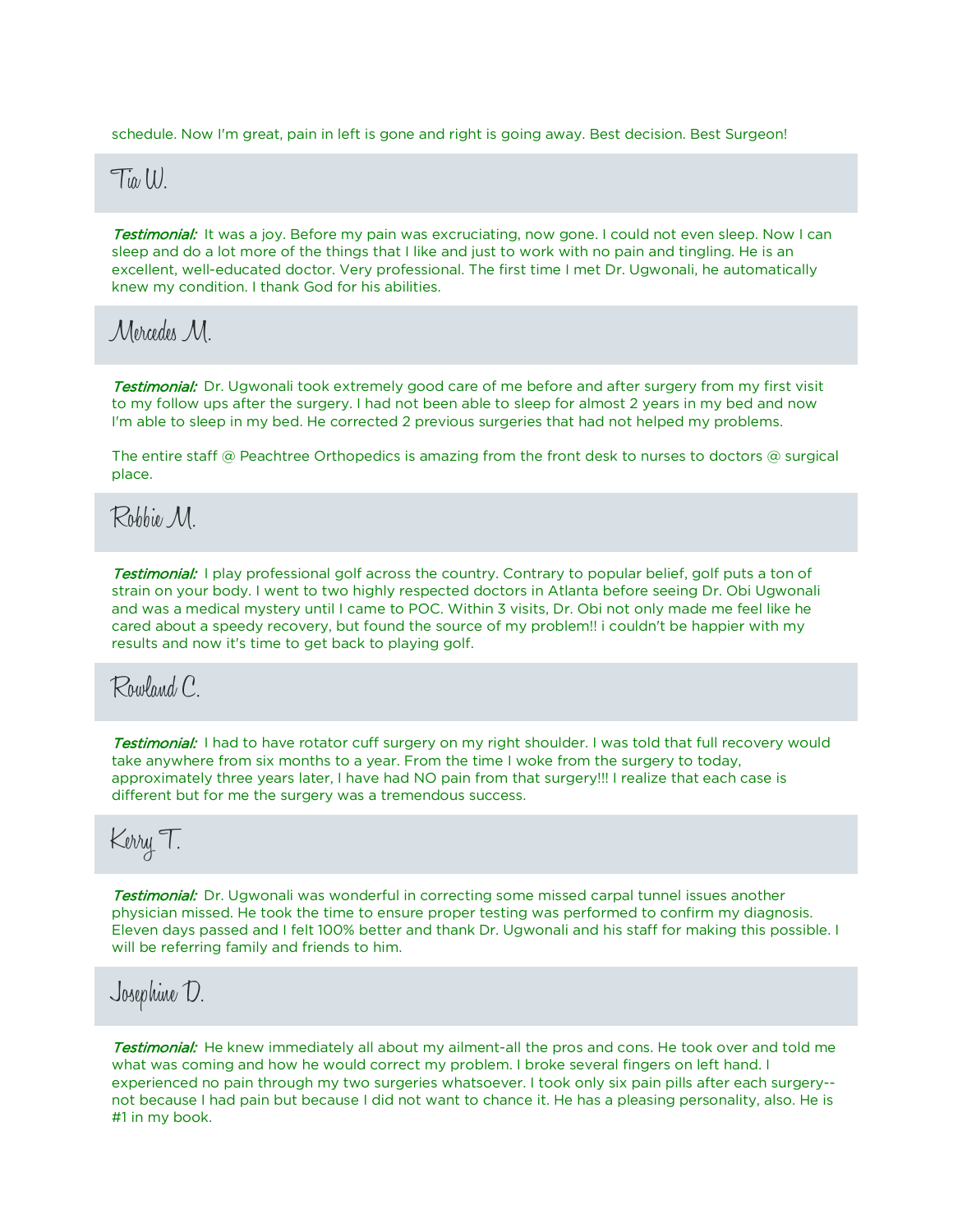schedule. Now I'm great, pain in left is gone and right is going away. Best decision. Best Surgeon!

## Tia W.

***Testimonial:*** It was a joy. Before my pain was excruciating, now gone. I could not even sleep. Now I can sleep and do a lot more of the things that I like and just to work with no pain and tingling. He is an excellent, well-educated doctor. Very professional. The first time I met Dr. Ugwonali, he automatically knew my condition. I thank God for his abilities.

## Mercedes M.

***Testimonial:*** Dr. Ugwonali took extremely good care of me before and after surgery from my first visit to my follow ups after the surgery. I had not been able to sleep for almost 2 years in my bed and now I'm able to sleep in my bed. He corrected 2 previous surgeries that had not helped my problems.

The entire staff @ Peachtree Orthopedics is amazing from the front desk to nurses to doctors @ surgical place.

## Robbie M.

***Testimonial:*** I play professional golf across the country. Contrary to popular belief, golf puts a ton of strain on your body. I went to two highly respected doctors in Atlanta before seeing Dr. Obi Ugwonali and was a medical mystery until I came to POC. Within 3 visits, Dr. Obi not only made me feel like he cared about a speedy recovery, but found the source of my problem!! i couldn't be happier with my results and now it's time to get back to playing golf.

## Rowland C.

***Testimonial:*** I had to have rotator cuff surgery on my right shoulder. I was told that full recovery would take anywhere from six months to a year. From the time I woke from the surgery to today, approximately three years later, I have had NO pain from that surgery!!! I realize that each case is different but for me the surgery was a tremendous success.

## Kerry T.

***Testimonial:*** Dr. Ugwonali was wonderful in correcting some missed carpal tunnel issues another physician missed. He took the time to ensure proper testing was performed to confirm my diagnosis. Eleven days passed and I felt 100% better and thank Dr. Ugwonali and his staff for making this possible. I will be referring family and friends to him.

## Josephine D.

***Testimonial:*** He knew immediately all about my ailment-all the pros and cons. He took over and told me what was coming and how he would correct my problem. I broke several fingers on left hand. I experienced no pain through my two surgeries whatsoever. I took only six pain pills after each surgery--not because I had pain but because I did not want to chance it. He has a pleasing personality, also. He is #1 in my book.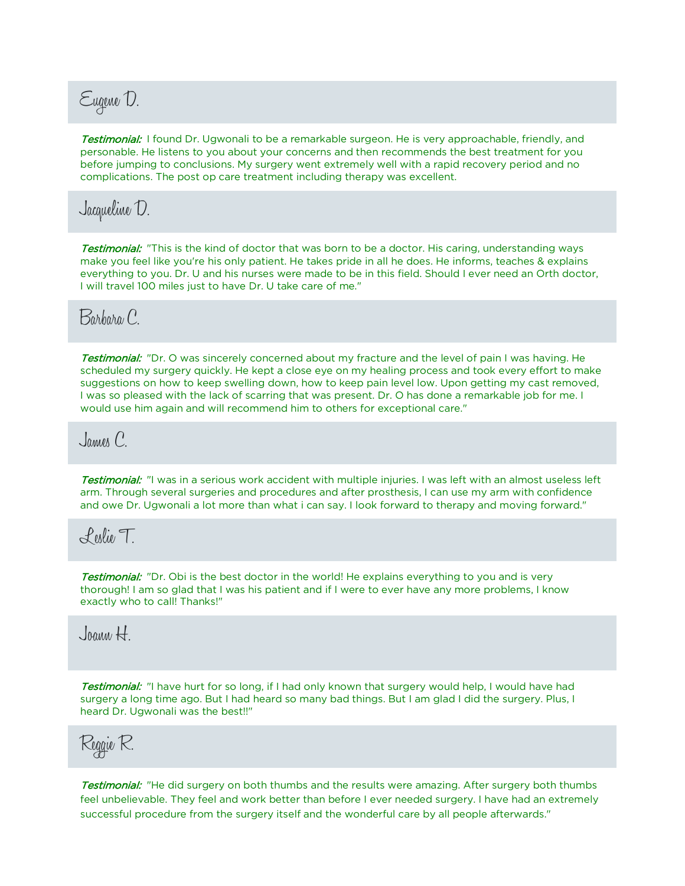## Eugene D.

***Testimonial:*** I found Dr. Ugwonali to be a remarkable surgeon. He is very approachable, friendly, and personable. He listens to you about your concerns and then recommends the best treatment for you before jumping to conclusions. My surgery went extremely well with a rapid recovery period and no complications. The post op care treatment including therapy was excellent.

## Jacqueline D.

***Testimonial:*** "This is the kind of doctor that was born to be a doctor. His caring, understanding ways make you feel like you're his only patient. He takes pride in all he does. He informs, teaches & explains everything to you. Dr. U and his nurses were made to be in this field. Should I ever need an Orth doctor, I will travel 100 miles just to have Dr. U take care of me."

## Barbara C.

***Testimonial:*** "Dr. O was sincerely concerned about my fracture and the level of pain I was having. He scheduled my surgery quickly. He kept a close eye on my healing process and took every effort to make suggestions on how to keep swelling down, how to keep pain level low. Upon getting my cast removed, I was so pleased with the lack of scarring that was present. Dr. O has done a remarkable job for me. I would use him again and will recommend him to others for exceptional care."

## James C.

***Testimonial:*** "I was in a serious work accident with multiple injuries. I was left with an almost useless left arm. Through several surgeries and procedures and after prosthesis, I can use my arm with confidence and owe Dr. Ugwonali a lot more than what i can say. I look forward to therapy and moving forward."

## Leslie T.

***Testimonial:*** "Dr. Obi is the best doctor in the world! He explains everything to you and is very thorough! I am so glad that I was his patient and if I were to ever have any more problems, I know exactly who to call! Thanks!"

## Joann H.

***Testimonial:*** "I have hurt for so long, if I had only known that surgery would help, I would have had surgery a long time ago. But I had heard so many bad things. But I am glad I did the surgery. Plus, I heard Dr. Ugwonali was the best!!"

## Reggie R.

***Testimonial:*** "He did surgery on both thumbs and the results were amazing. After surgery both thumbs feel unbelievable. They feel and work better than before I ever needed surgery. I have had an extremely successful procedure from the surgery itself and the wonderful care by all people afterwards."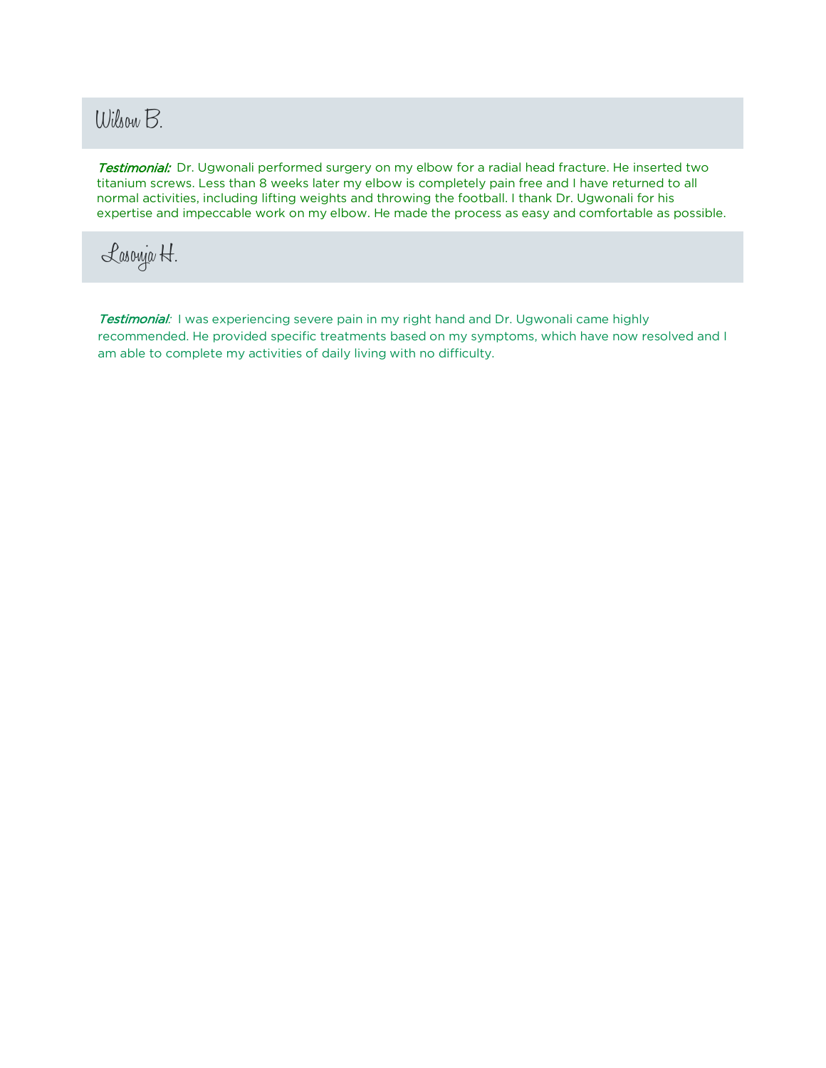## Wilson B.

***Testimonial:*** Dr. Ugwonali performed surgery on my elbow for a radial head fracture. He inserted two titanium screws. Less than 8 weeks later my elbow is completely pain free and I have returned to all normal activities, including lifting weights and throwing the football. I thank Dr. Ugwonali for his expertise and impeccable work on my elbow. He made the process as easy and comfortable as possible.

## Lasonja H.

***Testimonial:*** I was experiencing severe pain in my right hand and Dr. Ugwonali came highly recommended. He provided specific treatments based on my symptoms, which have now resolved and I am able to complete my activities of daily living with no difficulty.